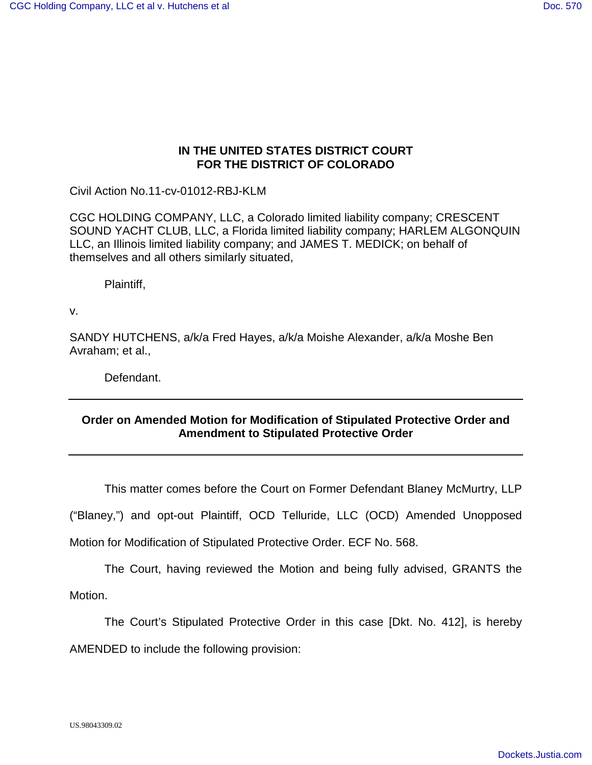**IN THE UNITED STATES DISTRICT COURT**
**FOR THE DISTRICT OF COLORADO**

Civil Action No.11-cv-01012-RBJ-KLM

CGC HOLDING COMPANY, LLC, a Colorado limited liability company; CRESCENT SOUND YACHT CLUB, LLC, a Florida limited liability company; HARLEM ALGONQUIN LLC, an Illinois limited liability company; and JAMES T. MEDICK; on behalf of themselves and all others similarly situated,

Plaintiff,

v.

SANDY HUTCHENS, a/k/a Fred Hayes, a/k/a Moishe Alexander, a/k/a Moshe Ben Avraham; et al.,

Defendant.

---

**Order on Amended Motion for Modification of Stipulated Protective Order and Amendment to Stipulated Protective Order**

---

This matter comes before the Court on Former Defendant Blaney McMurtry, LLP ("Blaney,") and opt-out Plaintiff, OCD Telluride, LLC (OCD) Amended Unopposed Motion for Modification of Stipulated Protective Order. ECF No. 568.

The Court, having reviewed the Motion and being fully advised, GRANTS the Motion.

The Court's Stipulated Protective Order in this case [Dkt. No. 412], is hereby AMENDED to include the following provision:

US.98043309.02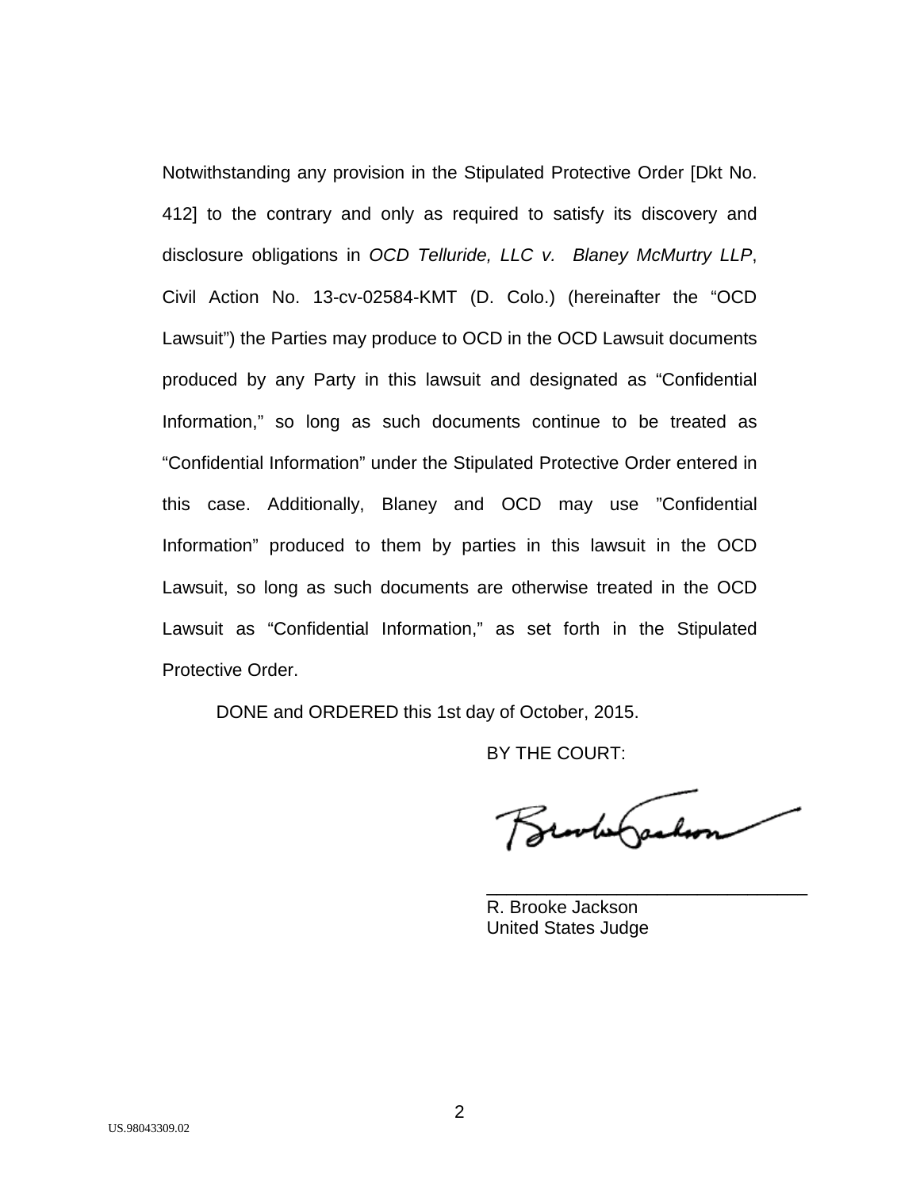Notwithstanding any provision in the Stipulated Protective Order [Dkt No. 412] to the contrary and only as required to satisfy its discovery and disclosure obligations in *OCD Telluride, LLC v. Blaney McMurtry LLP*, Civil Action No. 13-cv-02584-KMT (D. Colo.) (hereinafter the "OCD Lawsuit") the Parties may produce to OCD in the OCD Lawsuit documents produced by any Party in this lawsuit and designated as "Confidential Information," so long as such documents continue to be treated as "Confidential Information" under the Stipulated Protective Order entered in this case. Additionally, Blaney and OCD may use "Confidential Information" produced to them by parties in this lawsuit in the OCD Lawsuit, so long as such documents are otherwise treated in the OCD Lawsuit as "Confidential Information," as set forth in the Stipulated Protective Order.

DONE and ORDERED this 1st day of October, 2015.

BY THE COURT:

___________________________________
R. Brooke Jackson
United States Judge

US.98043309.02